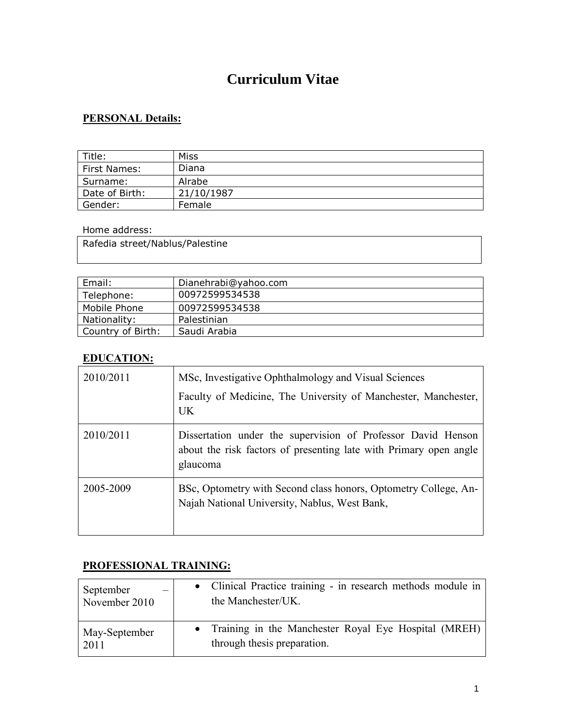# Curriculum Vitae

## PERSONAL Details:

| Title: | Miss |
|---|---|
| First Names: | Diana |
| Surname: | Alrabe |
| Date of Birth: | 21/10/1987 |
| Gender: | Female |

Home address:

| Rafedia street/Nablus/Palestine |
|---|

| Email: | Dianehrabi@yahoo.com |
|---|---|
| Telephone: | 00972599534538 |
| Mobile Phone | 00972599534538 |
| Nationality: | Palestinian |
| Country of Birth: | Saudi Arabia |

## EDUCATION:

| | |
|---|---|
| 2010/2011 | MSc, Investigative Ophthalmology and Visual Sciences<br>Faculty of Medicine, The University of Manchester, Manchester, UK |
| 2010/2011 | Dissertation under the supervision of Professor David Henson about the risk factors of presenting late with Primary open angle glaucoma |
| 2005-2009 | BSc, Optometry with Second class honors, Optometry College, An-Najah National University, Nablus, West Bank, |

## PROFESSIONAL TRAINING:

| | |
|---|---|
| September – November 2010 | • Clinical Practice training - in research methods module in the Manchester/UK. |
| May-September 2011 | • Training in the Manchester Royal Eye Hospital (MREH) through thesis preparation. |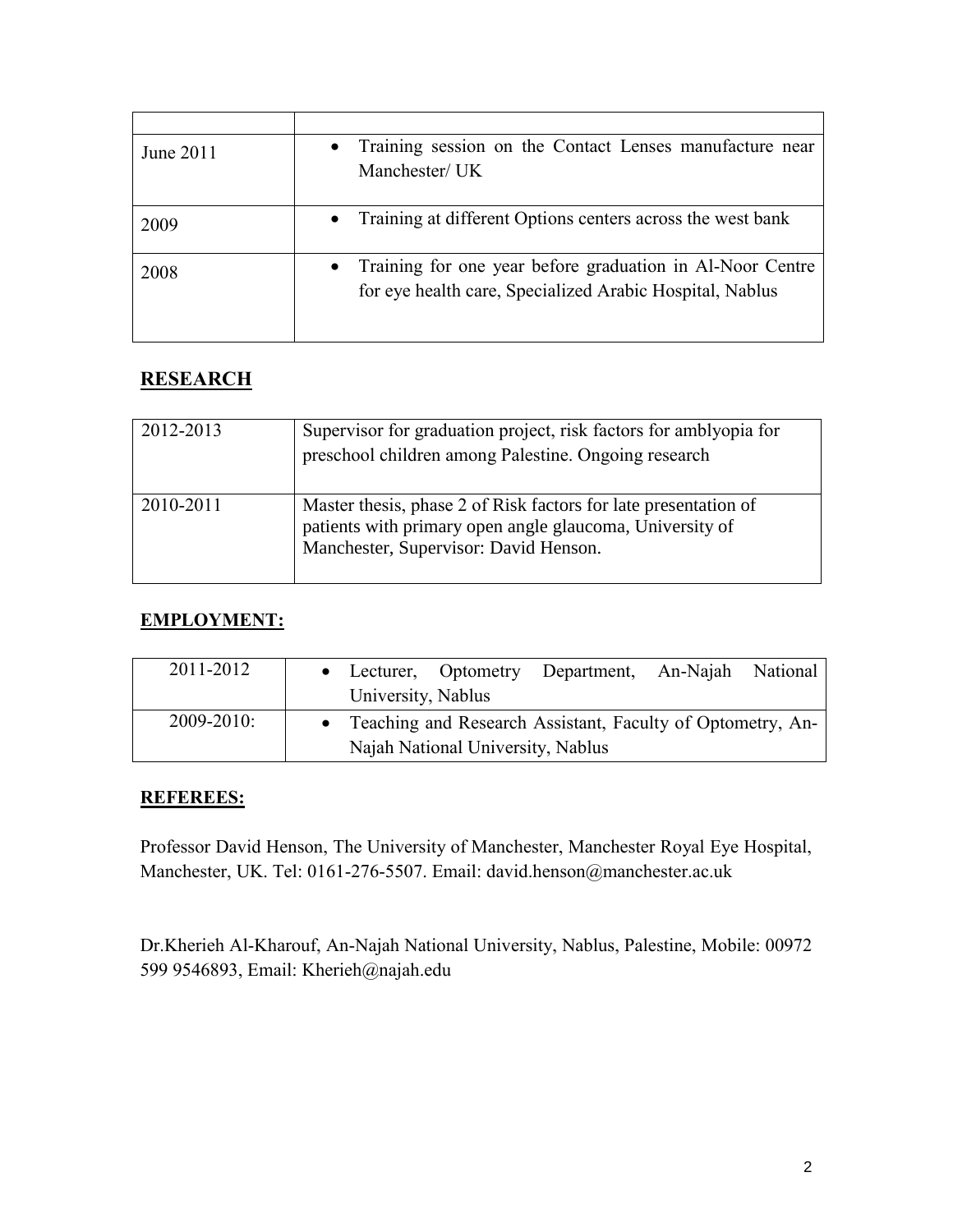| | |
|---|---|
| June 2011 | • Training session on the Contact Lenses manufacture near Manchester/ UK |
| 2009 | • Training at different Options centers across the west bank |
| 2008 | • Training for one year before graduation in Al-Noor Centre for eye health care, Specialized Arabic Hospital, Nablus |

## RESEARCH

| | |
|---|---|
| 2012-2013 | Supervisor for graduation project, risk factors for amblyopia for preschool children among Palestine. Ongoing research |
| 2010-2011 | Master thesis, phase 2 of Risk factors for late presentation of patients with primary open angle glaucoma, University of Manchester, Supervisor: David Henson. |

## EMPLOYMENT:

| | |
|---|---|
| 2011-2012 | • Lecturer, Optometry Department, An-Najah National University, Nablus |
| 2009-2010: | • Teaching and Research Assistant, Faculty of Optometry, An-Najah National University, Nablus |

## REFEREES:

Professor David Henson, The University of Manchester, Manchester Royal Eye Hospital, Manchester, UK. Tel: 0161-276-5507. Email: david.henson@manchester.ac.uk

Dr.Kherieh Al-Kharouf, An-Najah National University, Nablus, Palestine, Mobile: 00972 599 9546893, Email: Kherieh@najah.edu